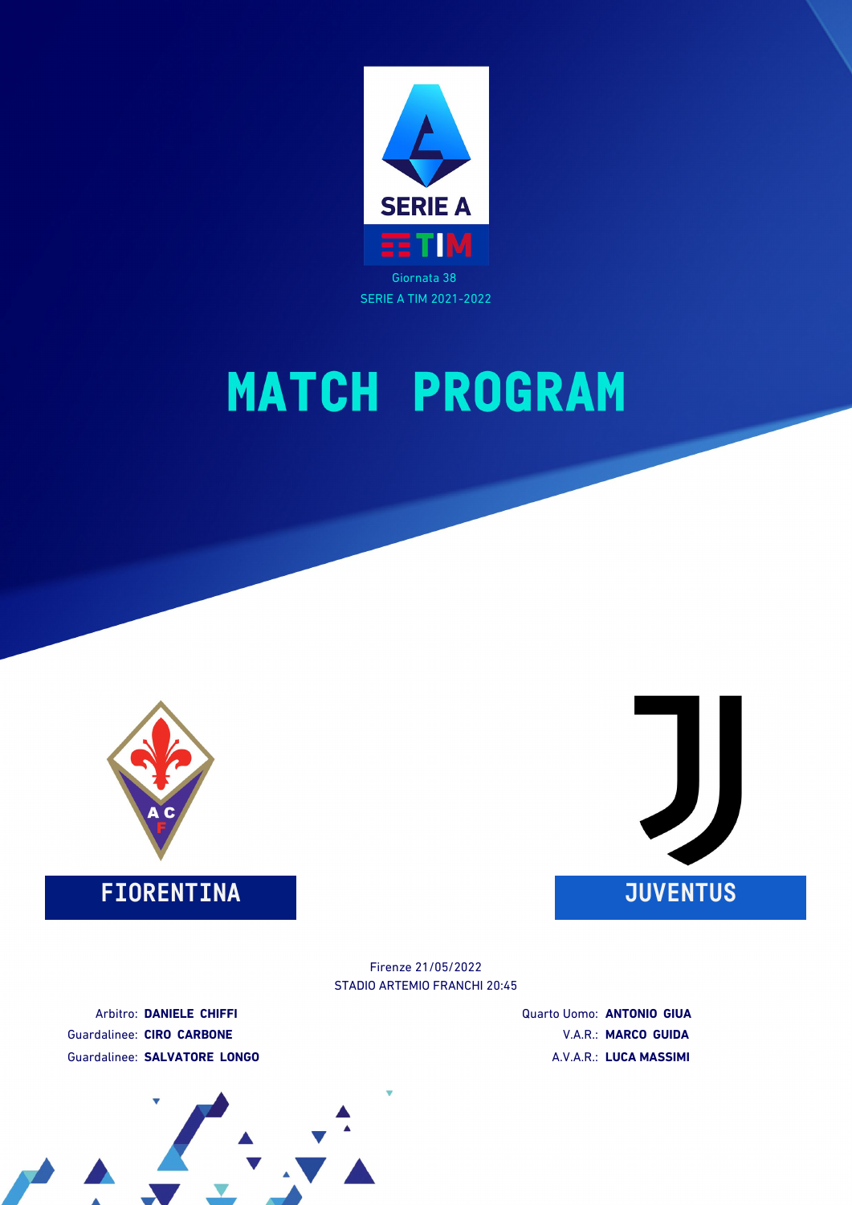SERIE A TIM

Giornata 38

SERIE A TIM 2021-2022

# MATCH PROGRAM

## FIORENTINA

## JUVENTUS

Firenze 21/05/2022

STADIO ARTEMIO FRANCHI 20:45

Arbitro: **DANIELE CHIFFI**

Guardalinee: **CIRO CARBONE**

Guardalinee: **SALVATORE LONGO**

Quarto Uomo: **ANTONIO GIUA**

V.A.R.: **MARCO GUIDA**

A.V.A.R.: **LUCA MASSIMI**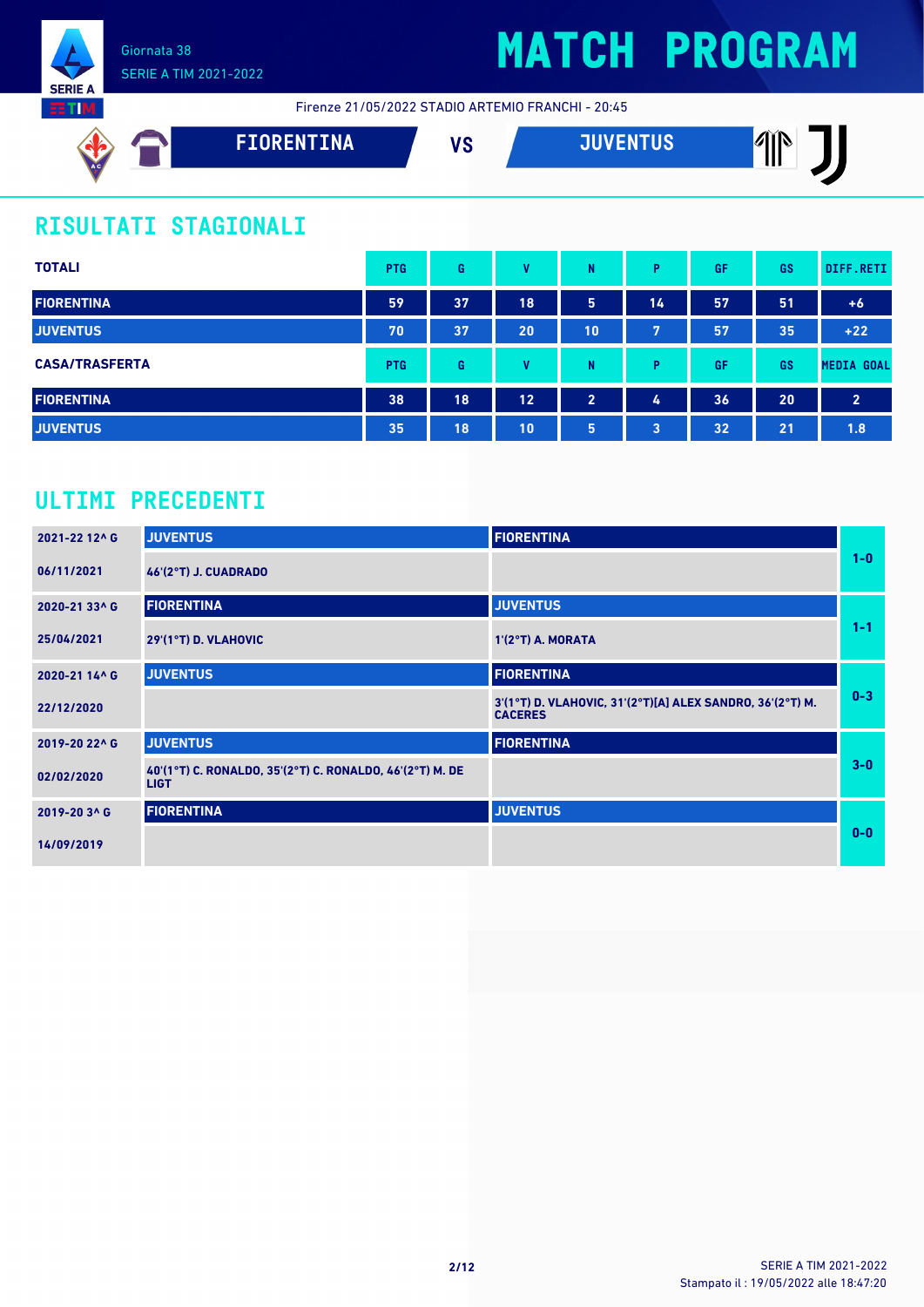Giornata 38
SERIE A TIM 2021-2022

# MATCH PROGRAM

Firenze 21/05/2022 STADIO ARTEMIO FRANCHI - 20:45

**FIORENTINA** VS **JUVENTUS**

## RISULTATI STAGIONALI

| TOTALI | PTG | G | V | N | P | GF | GS | DIFF.RETI |
|---|---|---|---|---|---|---|---|---|
| FIORENTINA | 59 | 37 | 18 | 5 | 14 | 57 | 51 | +6 |
| JUVENTUS | 70 | 37 | 20 | 10 | 7 | 57 | 35 | +22 |

| CASA/TRASFERTA | PTG | G | V | N | P | GF | GS | MEDIA GOAL |
|---|---|---|---|---|---|---|---|---|
| FIORENTINA | 38 | 18 | 12 | 2 | 4 | 36 | 20 | 2 |
| JUVENTUS | 35 | 18 | 10 | 5 | 3 | 32 | 21 | 1.8 |

## ULTIMI PRECEDENTI

| Giornata / Data | Casa | Trasferta | Risultato |
|---|---|---|---|
| 2021-22 12^ G – 06/11/2021 | JUVENTUS: 46'(2°T) J. CUADRADO | FIORENTINA | 1-0 |
| 2020-21 33^ G – 25/04/2021 | FIORENTINA: 29'(1°T) D. VLAHOVIC | JUVENTUS: 1'(2°T) A. MORATA | 1-1 |
| 2020-21 14^ G – 22/12/2020 | JUVENTUS | FIORENTINA: 3'(1°T) D. VLAHOVIC, 31'(2°T)[A] ALEX SANDRO, 36'(2°T) M. CACERES | 0-3 |
| 2019-20 22^ G – 02/02/2020 | JUVENTUS: 40'(1°T) C. RONALDO, 35'(2°T) C. RONALDO, 46'(2°T) M. DE LIGT | FIORENTINA | 3-0 |
| 2019-20 3^ G – 14/09/2019 | FIORENTINA | JUVENTUS | 0-0 |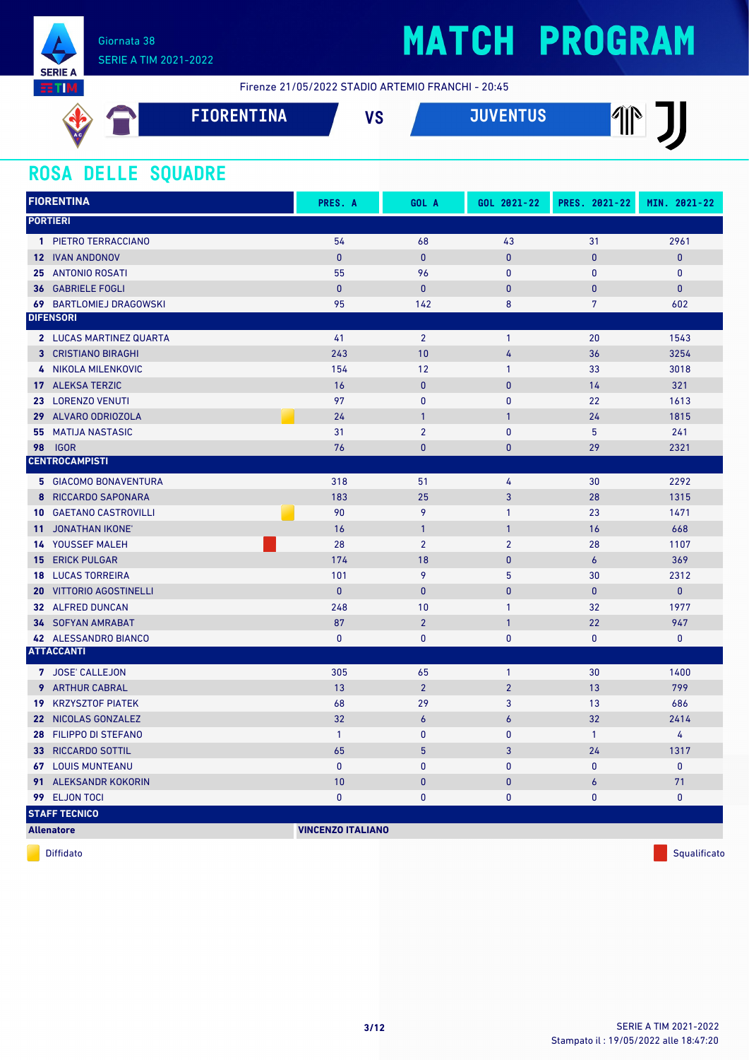Giornata 38
SERIE A TIM 2021-2022

# MATCH PROGRAM

Firenze 21/05/2022 STADIO ARTEMIO FRANCHI - 20:45

**FIORENTINA** VS **JUVENTUS**

## ROSA DELLE SQUADRE

| FIORENTINA | | PRES. A | GOL A | GOL 2021-22 | PRES. 2021-22 | MIN. 2021-22 |
|---|---|---|---|---|---|---|
| **PORTIERI** | | | | | | |
| 1 | PIETRO TERRACCIANO | 54 | 68 | 43 | 31 | 2961 |
| 12 | IVAN ANDONOV | 0 | 0 | 0 | 0 | 0 |
| 25 | ANTONIO ROSATI | 55 | 96 | 0 | 0 | 0 |
| 36 | GABRIELE FOGLI | 0 | 0 | 0 | 0 | 0 |
| 69 | BARTLOMIEJ DRAGOWSKI | 95 | 142 | 8 | 7 | 602 |
| **DIFENSORI** | | | | | | |
| 2 | LUCAS MARTINEZ QUARTA | 41 | 2 | 1 | 20 | 1543 |
| 3 | CRISTIANO BIRAGHI | 243 | 10 | 4 | 36 | 3254 |
| 4 | NIKOLA MILENKOVIC | 154 | 12 | 1 | 33 | 3018 |
| 17 | ALEKSA TERZIC | 16 | 0 | 0 | 14 | 321 |
| 23 | LORENZO VENUTI | 97 | 0 | 0 | 22 | 1613 |
| 29 | ALVARO ODRIOZOLA (Diffidato) | 24 | 1 | 1 | 24 | 1815 |
| 55 | MATIJA NASTASIC | 31 | 2 | 0 | 5 | 241 |
| 98 | IGOR | 76 | 0 | 0 | 29 | 2321 |
| **CENTROCAMPISTI** | | | | | | |
| 5 | GIACOMO BONAVENTURA | 318 | 51 | 4 | 30 | 2292 |
| 8 | RICCARDO SAPONARA | 183 | 25 | 3 | 28 | 1315 |
| 10 | GAETANO CASTROVILLI (Diffidato) | 90 | 9 | 1 | 23 | 1471 |
| 11 | JONATHAN IKONE' | 16 | 1 | 1 | 16 | 668 |
| 14 | YOUSSEF MALEH (Squalificato) | 28 | 2 | 2 | 28 | 1107 |
| 15 | ERICK PULGAR | 174 | 18 | 0 | 6 | 369 |
| 18 | LUCAS TORREIRA | 101 | 9 | 5 | 30 | 2312 |
| 20 | VITTORIO AGOSTINELLI | 0 | 0 | 0 | 0 | 0 |
| 32 | ALFRED DUNCAN | 248 | 10 | 1 | 32 | 1977 |
| 34 | SOFYAN AMRABAT | 87 | 2 | 1 | 22 | 947 |
| 42 | ALESSANDRO BIANCO | 0 | 0 | 0 | 0 | 0 |
| **ATTACCANTI** | | | | | | |
| 7 | JOSE' CALLEJON | 305 | 65 | 1 | 30 | 1400 |
| 9 | ARTHUR CABRAL | 13 | 2 | 2 | 13 | 799 |
| 19 | KRZYSZTOF PIATEK | 68 | 29 | 3 | 13 | 686 |
| 22 | NICOLAS GONZALEZ | 32 | 6 | 6 | 32 | 2414 |
| 28 | FILIPPO DI STEFANO | 1 | 0 | 0 | 1 | 4 |
| 33 | RICCARDO SOTTIL | 65 | 5 | 3 | 24 | 1317 |
| 67 | LOUIS MUNTEANU | 0 | 0 | 0 | 0 | 0 |
| 91 | ALEKSANDR KOKORIN | 10 | 0 | 0 | 6 | 71 |
| 99 | ELJON TOCI | 0 | 0 | 0 | 0 | 0 |
| **STAFF TECNICO** | | | | | | |
| **Allenatore** | | **VINCENZO ITALIANO** | | | | |

Diffidato — Squalificato

Stampato il : 19/05/2022 alle 18:47:20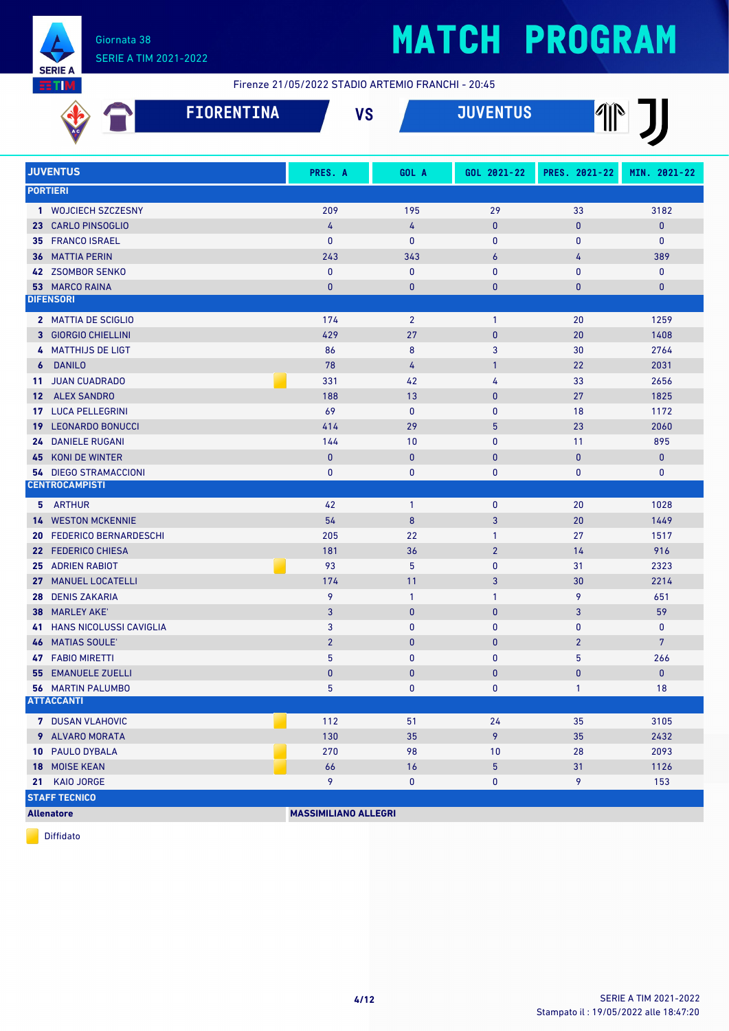Giornata 38
SERIE A TIM 2021-2022

# MATCH PROGRAM

Firenze 21/05/2022 STADIO ARTEMIO FRANCHI - 20:45

## FIORENTINA VS JUVENTUS

| JUVENTUS | | PRES. A | GOL A | GOL 2021-22 | PRES. 2021-22 | MIN. 2021-22 |
|---|---|---|---|---|---|---|
| **PORTIERI** | | | | | | |
| 1 WOJCIECH SZCZESNY | | 209 | 195 | 29 | 33 | 3182 |
| 23 CARLO PINSOGLIO | | 4 | 4 | 0 | 0 | 0 |
| 35 FRANCO ISRAEL | | 0 | 0 | 0 | 0 | 0 |
| 36 MATTIA PERIN | | 243 | 343 | 6 | 4 | 389 |
| 42 ZSOMBOR SENKO | | 0 | 0 | 0 | 0 | 0 |
| 53 MARCO RAINA | | 0 | 0 | 0 | 0 | 0 |
| **DIFENSORI** | | | | | | |
| 2 MATTIA DE SCIGLIO | | 174 | 2 | 1 | 20 | 1259 |
| 3 GIORGIO CHIELLINI | | 429 | 27 | 0 | 20 | 1408 |
| 4 MATTHIJS DE LIGT | | 86 | 8 | 3 | 30 | 2764 |
| 6 DANILO | | 78 | 4 | 1 | 22 | 2031 |
| 11 JUAN CUADRADO | Diffidato | 331 | 42 | 4 | 33 | 2656 |
| 12 ALEX SANDRO | | 188 | 13 | 0 | 27 | 1825 |
| 17 LUCA PELLEGRINI | | 69 | 0 | 0 | 18 | 1172 |
| 19 LEONARDO BONUCCI | | 414 | 29 | 5 | 23 | 2060 |
| 24 DANIELE RUGANI | | 144 | 10 | 0 | 11 | 895 |
| 45 KONI DE WINTER | | 0 | 0 | 0 | 0 | 0 |
| 54 DIEGO STRAMACCIONI | | 0 | 0 | 0 | 0 | 0 |
| **CENTROCAMPISTI** | | | | | | |
| 5 ARTHUR | | 42 | 1 | 0 | 20 | 1028 |
| 14 WESTON MCKENNIE | | 54 | 8 | 3 | 20 | 1449 |
| 20 FEDERICO BERNARDESCHI | | 205 | 22 | 1 | 27 | 1517 |
| 22 FEDERICO CHIESA | | 181 | 36 | 2 | 14 | 916 |
| 25 ADRIEN RABIOT | Diffidato | 93 | 5 | 0 | 31 | 2323 |
| 27 MANUEL LOCATELLI | | 174 | 11 | 3 | 30 | 2214 |
| 28 DENIS ZAKARIA | | 9 | 1 | 1 | 9 | 651 |
| 38 MARLEY AKE' | | 3 | 0 | 0 | 3 | 59 |
| 41 HANS NICOLUSSI CAVIGLIA | | 3 | 0 | 0 | 0 | 0 |
| 46 MATIAS SOULE' | | 2 | 0 | 0 | 2 | 7 |
| 47 FABIO MIRETTI | | 5 | 0 | 0 | 5 | 266 |
| 55 EMANUELE ZUELLI | | 0 | 0 | 0 | 0 | 0 |
| 56 MARTIN PALUMBO | | 5 | 0 | 0 | 1 | 18 |
| **ATTACCANTI** | | | | | | |
| 7 DUSAN VLAHOVIC | Diffidato | 112 | 51 | 24 | 35 | 3105 |
| 9 ALVARO MORATA | | 130 | 35 | 9 | 35 | 2432 |
| 10 PAULO DYBALA | | 270 | 98 | 10 | 28 | 2093 |
| 18 MOISE KEAN | Diffidato | 66 | 16 | 5 | 31 | 1126 |
| 21 KAIO JORGE | | 9 | 0 | 0 | 9 | 153 |
| **STAFF TECNICO** | | | | | | |
| **Allenatore** | | **MASSIMILIANO ALLEGRI** | | | | |

Diffidato

SERIE A TIM 2021-2022
Stampato il : 19/05/2022 alle 18:47:20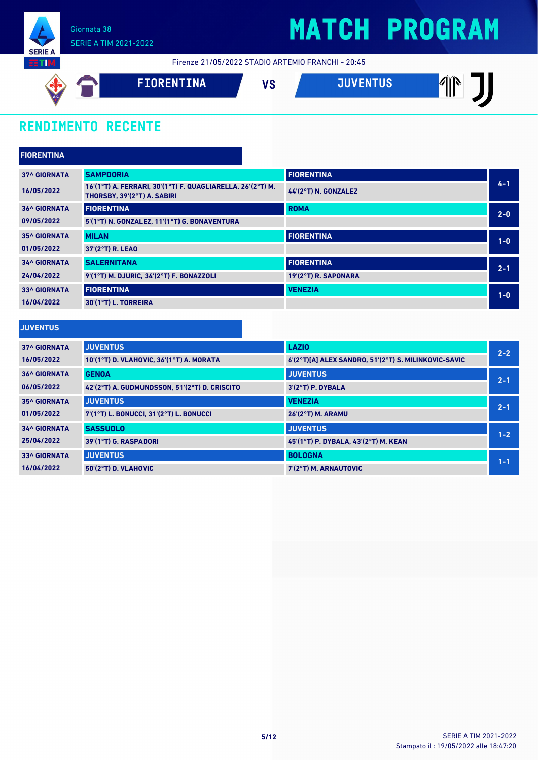# MATCH PROGRAM

Giornata 38
SERIE A TIM 2021-2022

Firenze 21/05/2022 STADIO ARTEMIO FRANCHI - 20:45

**FIORENTINA** VS **JUVENTUS**

## RENDIMENTO RECENTE

### FIORENTINA

| Giornata | Casa | Ospite | Risultato |
|---|---|---|---|
| 37^ GIORNATA<br>16/05/2022 | **SAMPDORIA**<br>16'(1°T) A. FERRARI, 30'(1°T) F. QUAGLIARELLA, 26'(2°T) M. THORSBY, 39'(2°T) A. SABIRI | **FIORENTINA**<br>44'(2°T) N. GONZALEZ | 4-1 |
| 36^ GIORNATA<br>09/05/2022 | **FIORENTINA**<br>5'(1°T) N. GONZALEZ, 11'(1°T) G. BONAVENTURA | **ROMA** | 2-0 |
| 35^ GIORNATA<br>01/05/2022 | **MILAN**<br>37'(2°T) R. LEAO | **FIORENTINA** | 1-0 |
| 34^ GIORNATA<br>24/04/2022 | **SALERNITANA**<br>9'(1°T) M. DJURIC, 34'(2°T) F. BONAZZOLI | **FIORENTINA**<br>19'(2°T) R. SAPONARA | 2-1 |
| 33^ GIORNATA<br>16/04/2022 | **FIORENTINA**<br>30'(1°T) L. TORREIRA | **VENEZIA** | 1-0 |

### JUVENTUS

| Giornata | Casa | Ospite | Risultato |
|---|---|---|---|
| 37^ GIORNATA<br>16/05/2022 | **JUVENTUS**<br>10'(1°T) D. VLAHOVIC, 36'(1°T) A. MORATA | **LAZIO**<br>6'(2°T)[A] ALEX SANDRO, 51'(2°T) S. MILINKOVIC-SAVIC | 2-2 |
| 36^ GIORNATA<br>06/05/2022 | **GENOA**<br>42'(2°T) A. GUDMUNDSSON, 51'(2°T) D. CRISCITO | **JUVENTUS**<br>3'(2°T) P. DYBALA | 2-1 |
| 35^ GIORNATA<br>01/05/2022 | **JUVENTUS**<br>7'(1°T) L. BONUCCI, 31'(2°T) L. BONUCCI | **VENEZIA**<br>26'(2°T) M. ARAMU | 2-1 |
| 34^ GIORNATA<br>25/04/2022 | **SASSUOLO**<br>39'(1°T) G. RASPADORI | **JUVENTUS**<br>45'(1°T) P. DYBALA, 43'(2°T) M. KEAN | 1-2 |
| 33^ GIORNATA<br>16/04/2022 | **JUVENTUS**<br>50'(2°T) D. VLAHOVIC | **BOLOGNA**<br>7'(2°T) M. ARNAUTOVIC | 1-1 |

Stampato il : 19/05/2022 alle 18:47:20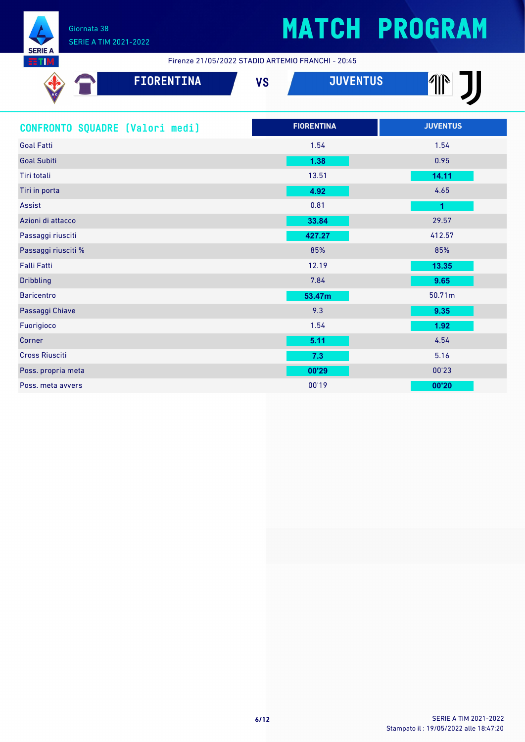# MATCH PROGRAM

Giornata 38
SERIE A TIM 2021-2022

Firenze 21/05/2022 STADIO ARTEMIO FRANCHI - 20:45

**FIORENTINA** VS **JUVENTUS**

## CONFRONTO SQUADRE [Valori medi]

| | FIORENTINA | JUVENTUS |
|---|---|---|
| Goal Fatti | 1.54 | 1.54 |
| Goal Subiti | **1.38** | 0.95 |
| Tiri totali | 13.51 | **14.11** |
| Tiri in porta | **4.92** | 4.65 |
| Assist | 0.81 | **1** |
| Azioni di attacco | **33.84** | 29.57 |
| Passaggi riusciti | **427.27** | 412.57 |
| Passaggi riusciti % | 85% | 85% |
| Falli Fatti | 12.19 | **13.35** |
| Dribbling | 7.84 | **9.65** |
| Baricentro | **53.47m** | 50.71m |
| Passaggi Chiave | 9.3 | **9.35** |
| Fuorigioco | 1.54 | **1.92** |
| Corner | **5.11** | 4.54 |
| Cross Riusciti | **7.3** | 5.16 |
| Poss. propria meta | **00'29** | 00'23 |
| Poss. meta avvers | 00'19 | **00'20** |

SERIE A TIM 2021-2022
Stampato il : 19/05/2022 alle 18:47:20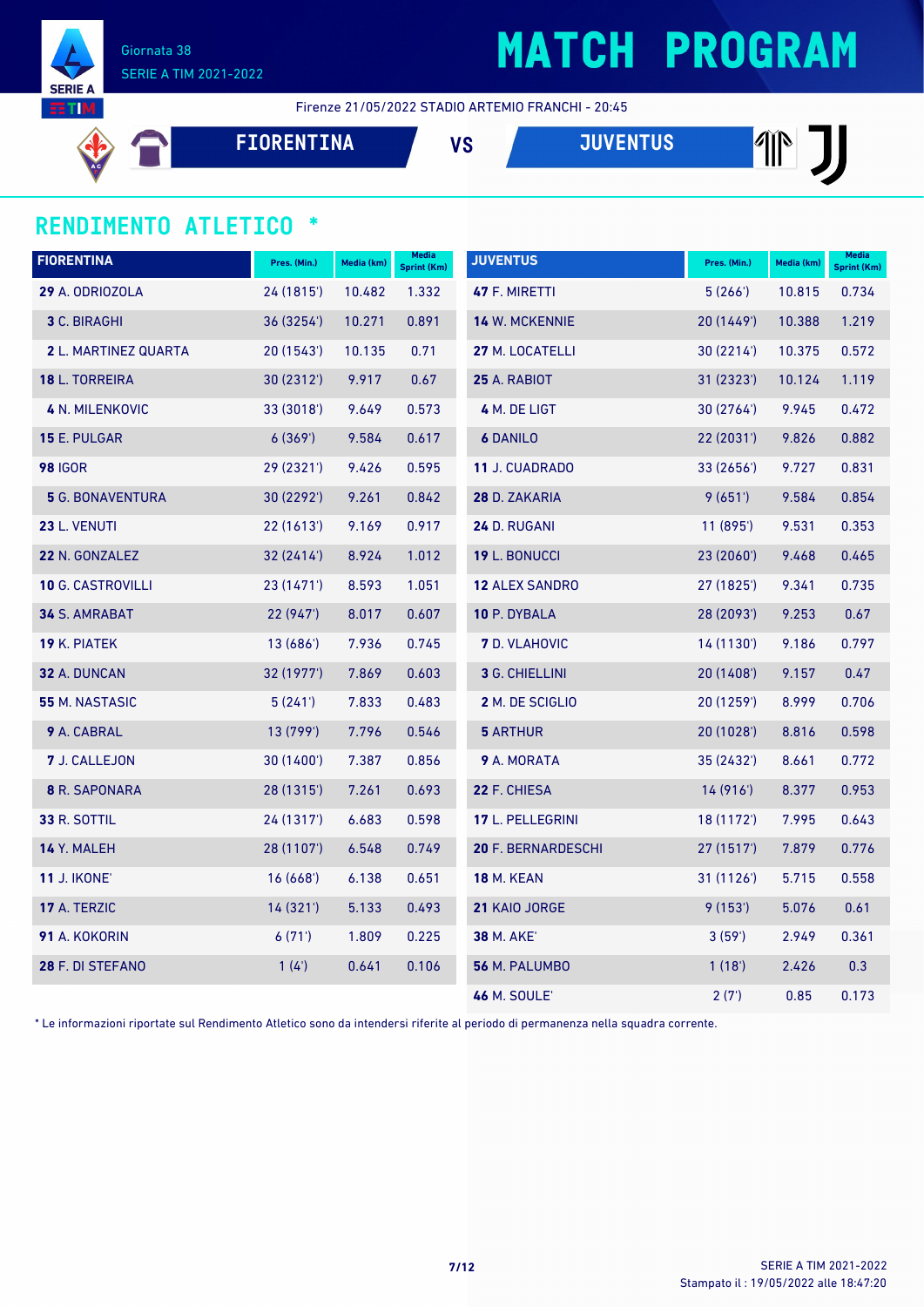Giornata 38
SERIE A TIM 2021-2022

# MATCH PROGRAM

Firenze 21/05/2022 STADIO ARTEMIO FRANCHI - 20:45

**FIORENTINA** VS **JUVENTUS**

## RENDIMENTO ATLETICO *

| FIORENTINA | Pres. (Min.) | Media (km) | Media Sprint (Km) |
|---|---|---|---|
| **29** A. ODRIOZOLA | 24 (1815') | 10.482 | 1.332 |
| **3** C. BIRAGHI | 36 (3254') | 10.271 | 0.891 |
| **2** L. MARTINEZ QUARTA | 20 (1543') | 10.135 | 0.71 |
| **18** L. TORREIRA | 30 (2312') | 9.917 | 0.67 |
| **4** N. MILENKOVIC | 33 (3018') | 9.649 | 0.573 |
| **15** E. PULGAR | 6 (369') | 9.584 | 0.617 |
| **98** IGOR | 29 (2321') | 9.426 | 0.595 |
| **5** G. BONAVENTURA | 30 (2292') | 9.261 | 0.842 |
| **23** L. VENUTI | 22 (1613') | 9.169 | 0.917 |
| **22** N. GONZALEZ | 32 (2414') | 8.924 | 1.012 |
| **10** G. CASTROVILLI | 23 (1471') | 8.593 | 1.051 |
| **34** S. AMRABAT | 22 (947') | 8.017 | 0.607 |
| **19** K. PIATEK | 13 (686') | 7.936 | 0.745 |
| **32** A. DUNCAN | 32 (1977') | 7.869 | 0.603 |
| **55** M. NASTASIC | 5 (241') | 7.833 | 0.483 |
| **9** A. CABRAL | 13 (799') | 7.796 | 0.546 |
| **7** J. CALLEJON | 30 (1400') | 7.387 | 0.856 |
| **8** R. SAPONARA | 28 (1315') | 7.261 | 0.693 |
| **33** R. SOTTIL | 24 (1317') | 6.683 | 0.598 |
| **14** Y. MALEH | 28 (1107') | 6.548 | 0.749 |
| **11** J. IKONE' | 16 (668') | 6.138 | 0.651 |
| **17** A. TERZIC | 14 (321') | 5.133 | 0.493 |
| **91** A. KOKORIN | 6 (71') | 1.809 | 0.225 |
| **28** F. DI STEFANO | 1 (4') | 0.641 | 0.106 |

| JUVENTUS | Pres. (Min.) | Media (km) | Media Sprint (Km) |
|---|---|---|---|
| **47** F. MIRETTI | 5 (266') | 10.815 | 0.734 |
| **14** W. MCKENNIE | 20 (1449') | 10.388 | 1.219 |
| **27** M. LOCATELLI | 30 (2214') | 10.375 | 0.572 |
| **25** A. RABIOT | 31 (2323') | 10.124 | 1.119 |
| **4** M. DE LIGT | 30 (2764') | 9.945 | 0.472 |
| **6** DANILO | 22 (2031') | 9.826 | 0.882 |
| **11** J. CUADRADO | 33 (2656') | 9.727 | 0.831 |
| **28** D. ZAKARIA | 9 (651') | 9.584 | 0.854 |
| **24** D. RUGANI | 11 (895') | 9.531 | 0.353 |
| **19** L. BONUCCI | 23 (2060') | 9.468 | 0.465 |
| **12** ALEX SANDRO | 27 (1825') | 9.341 | 0.735 |
| **10** P. DYBALA | 28 (2093') | 9.253 | 0.67 |
| **7** D. VLAHOVIC | 14 (1130') | 9.186 | 0.797 |
| **3** G. CHIELLINI | 20 (1408') | 9.157 | 0.47 |
| **2** M. DE SCIGLIO | 20 (1259') | 8.999 | 0.706 |
| **5** ARTHUR | 20 (1028') | 8.816 | 0.598 |
| **9** A. MORATA | 35 (2432') | 8.661 | 0.772 |
| **22** F. CHIESA | 14 (916') | 8.377 | 0.953 |
| **17** L. PELLEGRINI | 18 (1172') | 7.995 | 0.643 |
| **20** F. BERNARDESCHI | 27 (1517') | 7.879 | 0.776 |
| **18** M. KEAN | 31 (1126') | 5.715 | 0.558 |
| **21** KAIO JORGE | 9 (153') | 5.076 | 0.61 |
| **38** M. AKE' | 3 (59') | 2.949 | 0.361 |
| **56** M. PALUMBO | 1 (18') | 2.426 | 0.3 |
| **46** M. SOULE' | 2 (7') | 0.85 | 0.173 |

* Le informazioni riportate sul Rendimento Atletico sono da intendersi riferite al periodo di permanenza nella squadra corrente.

SERIE A TIM 2021-2022
Stampato il : 19/05/2022 alle 18:47:20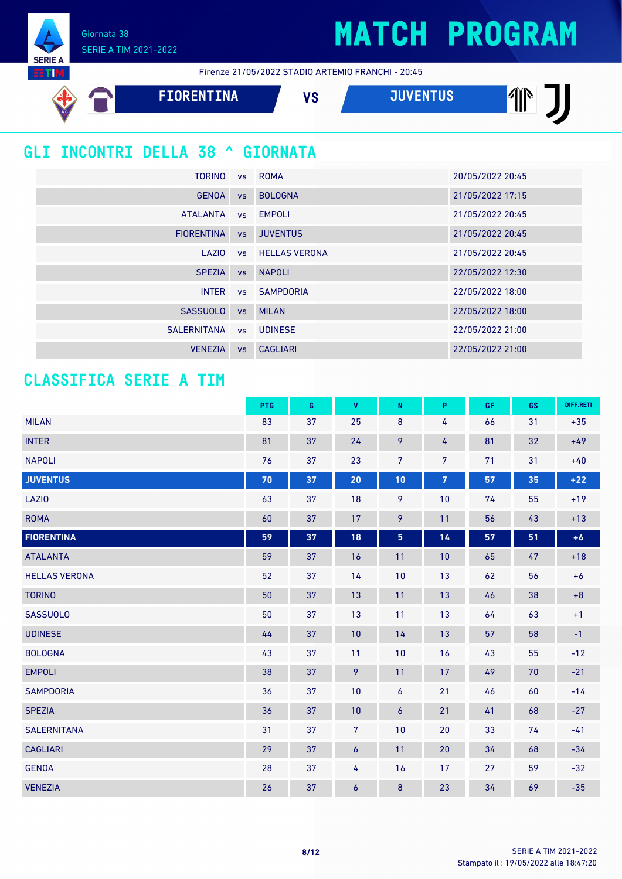# MATCH PROGRAM

Giornata 38

SERIE A TIM 2021-2022

Firenze 21/05/2022 STADIO ARTEMIO FRANCHI - 20:45

**FIORENTINA** VS **JUVENTUS**

## GLI INCONTRI DELLA 38 ^ GIORNATA

| | | | |
|---|---|---|---|
| TORINO | vs | ROMA | 20/05/2022 20:45 |
| GENOA | vs | BOLOGNA | 21/05/2022 17:15 |
| ATALANTA | vs | EMPOLI | 21/05/2022 20:45 |
| FIORENTINA | vs | JUVENTUS | 21/05/2022 20:45 |
| LAZIO | vs | HELLAS VERONA | 21/05/2022 20:45 |
| SPEZIA | vs | NAPOLI | 22/05/2022 12:30 |
| INTER | vs | SAMPDORIA | 22/05/2022 18:00 |
| SASSUOLO | vs | MILAN | 22/05/2022 18:00 |
| SALERNITANA | vs | UDINESE | 22/05/2022 21:00 |
| VENEZIA | vs | CAGLIARI | 22/05/2022 21:00 |

## CLASSIFICA SERIE A TIM

| | PTG | G | V | N | P | GF | GS | DIFF.RETI |
|---|---|---|---|---|---|---|---|---|
| MILAN | 83 | 37 | 25 | 8 | 4 | 66 | 31 | +35 |
| INTER | 81 | 37 | 24 | 9 | 4 | 81 | 32 | +49 |
| NAPOLI | 76 | 37 | 23 | 7 | 7 | 71 | 31 | +40 |
| **JUVENTUS** | **70** | **37** | **20** | **10** | **7** | **57** | **35** | **+22** |
| LAZIO | 63 | 37 | 18 | 9 | 10 | 74 | 55 | +19 |
| ROMA | 60 | 37 | 17 | 9 | 11 | 56 | 43 | +13 |
| **FIORENTINA** | **59** | **37** | **18** | **5** | **14** | **57** | **51** | **+6** |
| ATALANTA | 59 | 37 | 16 | 11 | 10 | 65 | 47 | +18 |
| HELLAS VERONA | 52 | 37 | 14 | 10 | 13 | 62 | 56 | +6 |
| TORINO | 50 | 37 | 13 | 11 | 13 | 46 | 38 | +8 |
| SASSUOLO | 50 | 37 | 13 | 11 | 13 | 64 | 63 | +1 |
| UDINESE | 44 | 37 | 10 | 14 | 13 | 57 | 58 | -1 |
| BOLOGNA | 43 | 37 | 11 | 10 | 16 | 43 | 55 | -12 |
| EMPOLI | 38 | 37 | 9 | 11 | 17 | 49 | 70 | -21 |
| SAMPDORIA | 36 | 37 | 10 | 6 | 21 | 46 | 60 | -14 |
| SPEZIA | 36 | 37 | 10 | 6 | 21 | 41 | 68 | -27 |
| SALERNITANA | 31 | 37 | 7 | 10 | 20 | 33 | 74 | -41 |
| CAGLIARI | 29 | 37 | 6 | 11 | 20 | 34 | 68 | -34 |
| GENOA | 28 | 37 | 4 | 16 | 17 | 27 | 59 | -32 |
| VENEZIA | 26 | 37 | 6 | 8 | 23 | 34 | 69 | -35 |

Stampato il : 19/05/2022 alle 18:47:20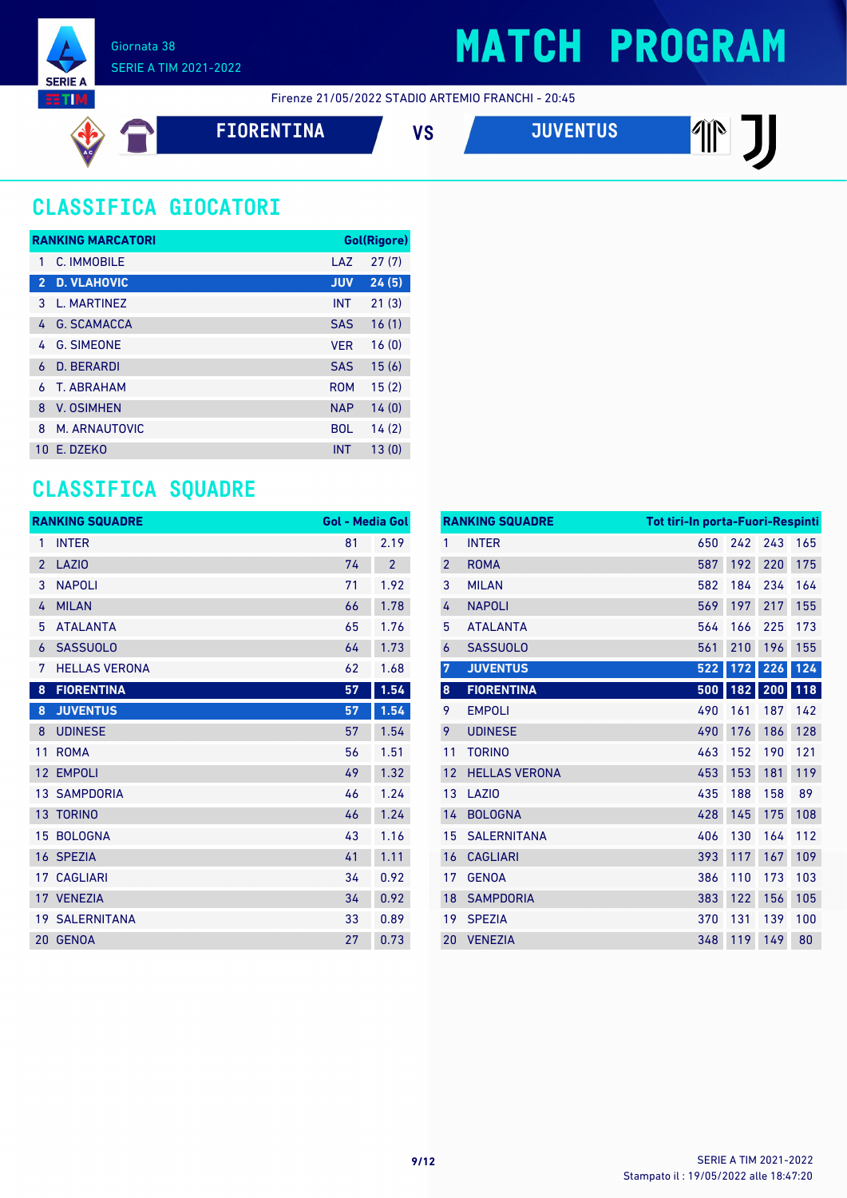Giornata 38

SERIE A TIM 2021-2022

# MATCH PROGRAM

Firenze 21/05/2022 STADIO ARTEMIO FRANCHI - 20:45

**FIORENTINA** VS **JUVENTUS**

## CLASSIFICA GIOCATORI

| RANKING MARCATORI | | | Gol(Rigore) |
|---|---|---|---|
| 1 | C. IMMOBILE | LAZ | 27 (7) |
| **2** | **D. VLAHOVIC** | **JUV** | **24 (5)** |
| 3 | L. MARTINEZ | INT | 21 (3) |
| 4 | G. SCAMACCA | SAS | 16 (1) |
| 4 | G. SIMEONE | VER | 16 (0) |
| 6 | D. BERARDI | SAS | 15 (6) |
| 6 | T. ABRAHAM | ROM | 15 (2) |
| 8 | V. OSIMHEN | NAP | 14 (0) |
| 8 | M. ARNAUTOVIC | BOL | 14 (2) |
| 10 | E. DZEKO | INT | 13 (0) |

## CLASSIFICA SQUADRE

| RANKING SQUADRE | | Gol | Media Gol |
|---|---|---|---|
| 1 | INTER | 81 | 2.19 |
| 2 | LAZIO | 74 | 2 |
| 3 | NAPOLI | 71 | 1.92 |
| 4 | MILAN | 66 | 1.78 |
| 5 | ATALANTA | 65 | 1.76 |
| 6 | SASSUOLO | 64 | 1.73 |
| 7 | HELLAS VERONA | 62 | 1.68 |
| **8** | **FIORENTINA** | **57** | **1.54** |
| **8** | **JUVENTUS** | **57** | **1.54** |
| 8 | UDINESE | 57 | 1.54 |
| 11 | ROMA | 56 | 1.51 |
| 12 | EMPOLI | 49 | 1.32 |
| 13 | SAMPDORIA | 46 | 1.24 |
| 13 | TORINO | 46 | 1.24 |
| 15 | BOLOGNA | 43 | 1.16 |
| 16 | SPEZIA | 41 | 1.11 |
| 17 | CAGLIARI | 34 | 0.92 |
| 17 | VENEZIA | 34 | 0.92 |
| 19 | SALERNITANA | 33 | 0.89 |
| 20 | GENOA | 27 | 0.73 |

| RANKING SQUADRE | | Tot tiri | In porta | Fuori | Respinti |
|---|---|---|---|---|---|
| 1 | INTER | 650 | 242 | 243 | 165 |
| 2 | ROMA | 587 | 192 | 220 | 175 |
| 3 | MILAN | 582 | 184 | 234 | 164 |
| 4 | NAPOLI | 569 | 197 | 217 | 155 |
| 5 | ATALANTA | 564 | 166 | 225 | 173 |
| 6 | SASSUOLO | 561 | 210 | 196 | 155 |
| **7** | **JUVENTUS** | **522** | **172** | **226** | **124** |
| **8** | **FIORENTINA** | **500** | **182** | **200** | **118** |
| 9 | EMPOLI | 490 | 161 | 187 | 142 |
| 9 | UDINESE | 490 | 176 | 186 | 128 |
| 11 | TORINO | 463 | 152 | 190 | 121 |
| 12 | HELLAS VERONA | 453 | 153 | 181 | 119 |
| 13 | LAZIO | 435 | 188 | 158 | 89 |
| 14 | BOLOGNA | 428 | 145 | 175 | 108 |
| 15 | SALERNITANA | 406 | 130 | 164 | 112 |
| 16 | CAGLIARI | 393 | 117 | 167 | 109 |
| 17 | GENOA | 386 | 110 | 173 | 103 |
| 18 | SAMPDORIA | 383 | 122 | 156 | 105 |
| 19 | SPEZIA | 370 | 131 | 139 | 100 |
| 20 | VENEZIA | 348 | 119 | 149 | 80 |

Stampato il : 19/05/2022 alle 18:47:20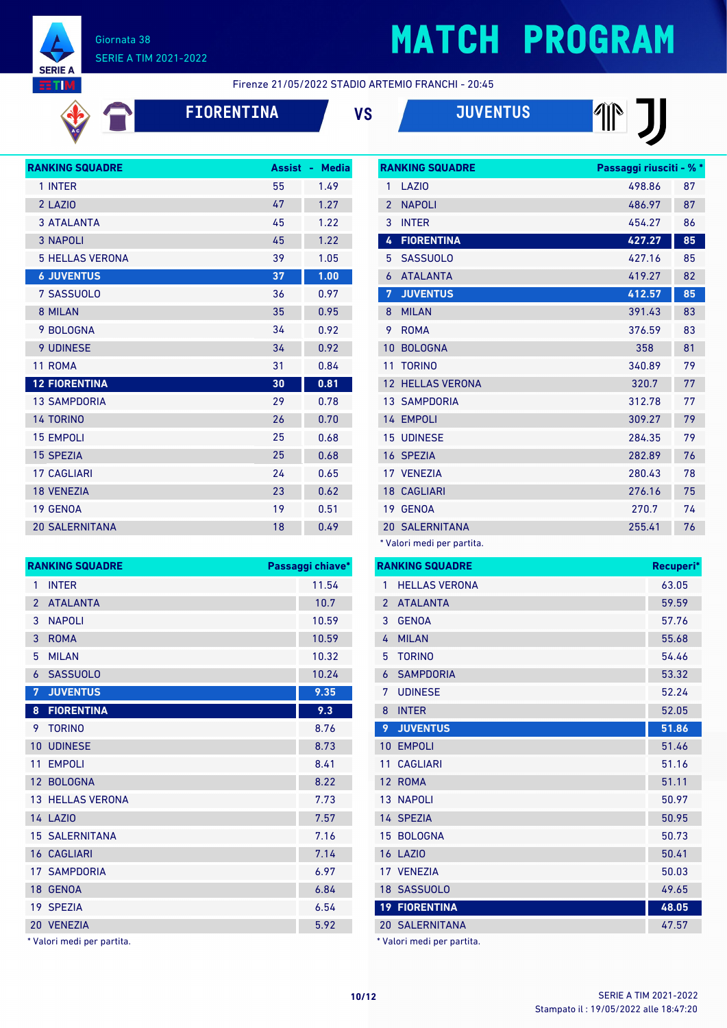# MATCH PROGRAM

Giornata 38
SERIE A TIM 2021-2022

Firenze 21/05/2022 STADIO ARTEMIO FRANCHI - 20:45

**FIORENTINA** VS **JUVENTUS**

| RANKING SQUADRE | Assist | Media |
|---|---|---|
| 1 INTER | 55 | 1.49 |
| 2 LAZIO | 47 | 1.27 |
| 3 ATALANTA | 45 | 1.22 |
| 3 NAPOLI | 45 | 1.22 |
| 5 HELLAS VERONA | 39 | 1.05 |
| **6 JUVENTUS** | **37** | **1.00** |
| 7 SASSUOLO | 36 | 0.97 |
| 8 MILAN | 35 | 0.95 |
| 9 BOLOGNA | 34 | 0.92 |
| 9 UDINESE | 34 | 0.92 |
| 11 ROMA | 31 | 0.84 |
| **12 FIORENTINA** | **30** | **0.81** |
| 13 SAMPDORIA | 29 | 0.78 |
| 14 TORINO | 26 | 0.70 |
| 15 EMPOLI | 25 | 0.68 |
| 15 SPEZIA | 25 | 0.68 |
| 17 CAGLIARI | 24 | 0.65 |
| 18 VENEZIA | 23 | 0.62 |
| 19 GENOA | 19 | 0.51 |
| 20 SALERNITANA | 18 | 0.49 |

| RANKING SQUADRE | Passaggi riusciti* | %* |
|---|---|---|
| 1 LAZIO | 498.86 | 87 |
| 2 NAPOLI | 486.97 | 87 |
| 3 INTER | 454.27 | 86 |
| **4 FIORENTINA** | **427.27** | **85** |
| 5 SASSUOLO | 427.16 | 85 |
| 6 ATALANTA | 419.27 | 82 |
| **7 JUVENTUS** | **412.57** | **85** |
| 8 MILAN | 391.43 | 83 |
| 9 ROMA | 376.59 | 83 |
| 10 BOLOGNA | 358 | 81 |
| 11 TORINO | 340.89 | 79 |
| 12 HELLAS VERONA | 320.7 | 77 |
| 13 SAMPDORIA | 312.78 | 77 |
| 14 EMPOLI | 309.27 | 79 |
| 15 UDINESE | 284.35 | 79 |
| 16 SPEZIA | 282.89 | 76 |
| 17 VENEZIA | 280.43 | 78 |
| 18 CAGLIARI | 276.16 | 75 |
| 19 GENOA | 270.7 | 74 |
| 20 SALERNITANA | 255.41 | 76 |

* Valori medi per partita.

| RANKING SQUADRE | Passaggi chiave* |
|---|---|
| 1 INTER | 11.54 |
| 2 ATALANTA | 10.7 |
| 3 NAPOLI | 10.59 |
| 3 ROMA | 10.59 |
| 5 MILAN | 10.32 |
| 6 SASSUOLO | 10.24 |
| **7 JUVENTUS** | **9.35** |
| **8 FIORENTINA** | **9.3** |
| 9 TORINO | 8.76 |
| 10 UDINESE | 8.73 |
| 11 EMPOLI | 8.41 |
| 12 BOLOGNA | 8.22 |
| 13 HELLAS VERONA | 7.73 |
| 14 LAZIO | 7.57 |
| 15 SALERNITANA | 7.16 |
| 16 CAGLIARI | 7.14 |
| 17 SAMPDORIA | 6.97 |
| 18 GENOA | 6.84 |
| 19 SPEZIA | 6.54 |
| 20 VENEZIA | 5.92 |

* Valori medi per partita.

| RANKING SQUADRE | Recuperi* |
|---|---|
| 1 HELLAS VERONA | 63.05 |
| 2 ATALANTA | 59.59 |
| 3 GENOA | 57.76 |
| 4 MILAN | 55.68 |
| 5 TORINO | 54.46 |
| 6 SAMPDORIA | 53.32 |
| 7 UDINESE | 52.24 |
| 8 INTER | 52.05 |
| **9 JUVENTUS** | **51.86** |
| 10 EMPOLI | 51.46 |
| 11 CAGLIARI | 51.16 |
| 12 ROMA | 51.11 |
| 13 NAPOLI | 50.97 |
| 14 SPEZIA | 50.95 |
| 15 BOLOGNA | 50.73 |
| 16 LAZIO | 50.41 |
| 17 VENEZIA | 50.03 |
| 18 SASSUOLO | 49.65 |
| **19 FIORENTINA** | **48.05** |
| 20 SALERNITANA | 47.57 |

* Valori medi per partita.

SERIE A TIM 2021-2022
Stampato il : 19/05/2022 alle 18:47:20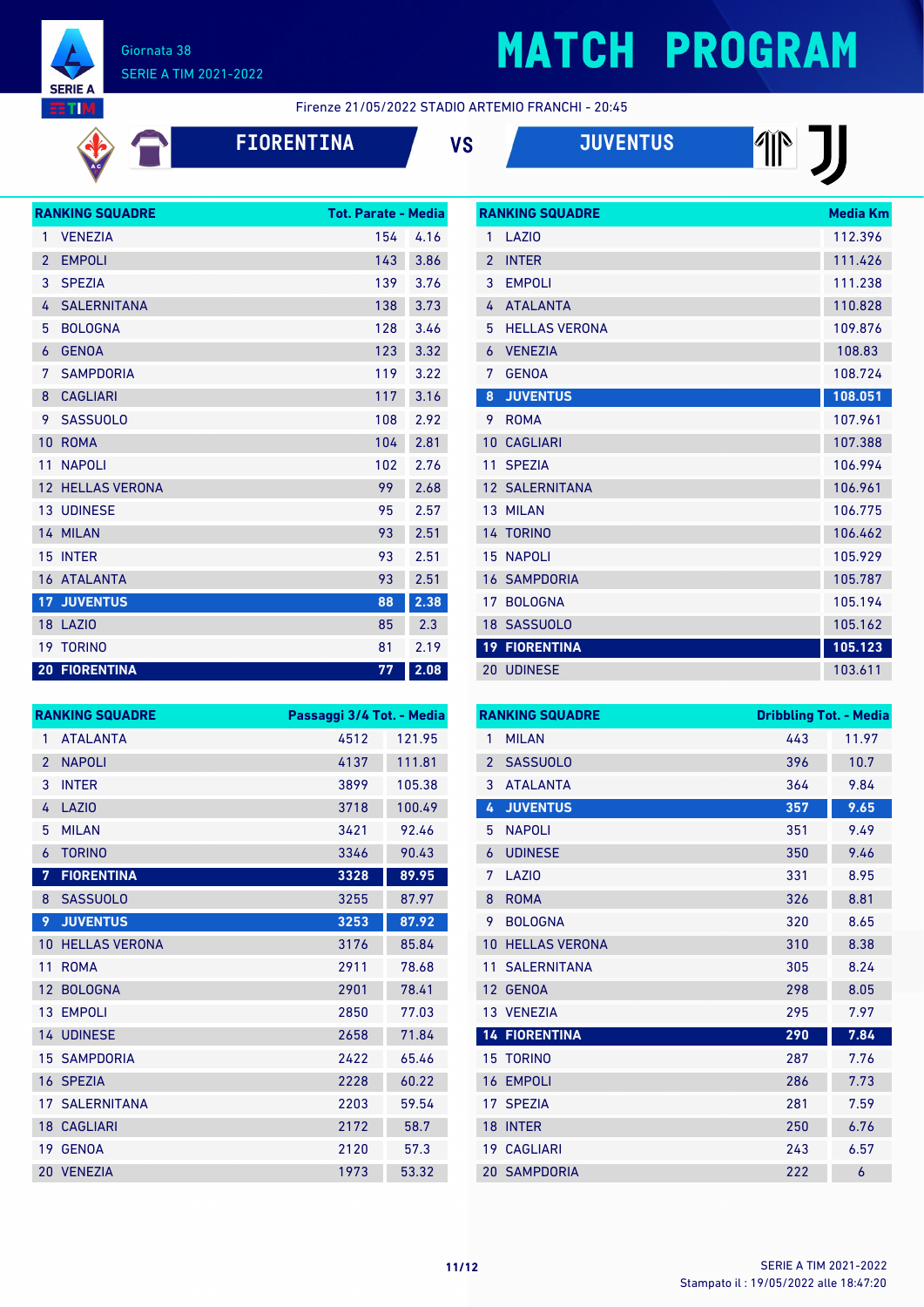Giornata 38
SERIE A TIM 2021-2022

# MATCH PROGRAM

Firenze 21/05/2022 STADIO ARTEMIO FRANCHI - 20:45

**FIORENTINA** VS **JUVENTUS**

| RANKING SQUADRE | | Tot. Parate | Media |
|---|---|---|---|
| 1 | VENEZIA | 154 | 4.16 |
| 2 | EMPOLI | 143 | 3.86 |
| 3 | SPEZIA | 139 | 3.76 |
| 4 | SALERNITANA | 138 | 3.73 |
| 5 | BOLOGNA | 128 | 3.46 |
| 6 | GENOA | 123 | 3.32 |
| 7 | SAMPDORIA | 119 | 3.22 |
| 8 | CAGLIARI | 117 | 3.16 |
| 9 | SASSUOLO | 108 | 2.92 |
| 10 | ROMA | 104 | 2.81 |
| 11 | NAPOLI | 102 | 2.76 |
| 12 | HELLAS VERONA | 99 | 2.68 |
| 13 | UDINESE | 95 | 2.57 |
| 14 | MILAN | 93 | 2.51 |
| 15 | INTER | 93 | 2.51 |
| 16 | ATALANTA | 93 | 2.51 |
| **17** | **JUVENTUS** | **88** | **2.38** |
| 18 | LAZIO | 85 | 2.3 |
| 19 | TORINO | 81 | 2.19 |
| **20** | **FIORENTINA** | **77** | **2.08** |

| RANKING SQUADRE | | Media Km |
|---|---|---|
| 1 | LAZIO | 112.396 |
| 2 | INTER | 111.426 |
| 3 | EMPOLI | 111.238 |
| 4 | ATALANTA | 110.828 |
| 5 | HELLAS VERONA | 109.876 |
| 6 | VENEZIA | 108.83 |
| 7 | GENOA | 108.724 |
| **8** | **JUVENTUS** | **108.051** |
| 9 | ROMA | 107.961 |
| 10 | CAGLIARI | 107.388 |
| 11 | SPEZIA | 106.994 |
| 12 | SALERNITANA | 106.961 |
| 13 | MILAN | 106.775 |
| 14 | TORINO | 106.462 |
| 15 | NAPOLI | 105.929 |
| 16 | SAMPDORIA | 105.787 |
| 17 | BOLOGNA | 105.194 |
| 18 | SASSUOLO | 105.162 |
| **19** | **FIORENTINA** | **105.123** |
| 20 | UDINESE | 103.611 |

| RANKING SQUADRE | | Passaggi 3/4 Tot. | Media |
|---|---|---|---|
| 1 | ATALANTA | 4512 | 121.95 |
| 2 | NAPOLI | 4137 | 111.81 |
| 3 | INTER | 3899 | 105.38 |
| 4 | LAZIO | 3718 | 100.49 |
| 5 | MILAN | 3421 | 92.46 |
| 6 | TORINO | 3346 | 90.43 |
| **7** | **FIORENTINA** | **3328** | **89.95** |
| 8 | SASSUOLO | 3255 | 87.97 |
| **9** | **JUVENTUS** | **3253** | **87.92** |
| 10 | HELLAS VERONA | 3176 | 85.84 |
| 11 | ROMA | 2911 | 78.68 |
| 12 | BOLOGNA | 2901 | 78.41 |
| 13 | EMPOLI | 2850 | 77.03 |
| 14 | UDINESE | 2658 | 71.84 |
| 15 | SAMPDORIA | 2422 | 65.46 |
| 16 | SPEZIA | 2228 | 60.22 |
| 17 | SALERNITANA | 2203 | 59.54 |
| 18 | CAGLIARI | 2172 | 58.7 |
| 19 | GENOA | 2120 | 57.3 |
| 20 | VENEZIA | 1973 | 53.32 |

| RANKING SQUADRE | | Dribbling Tot. | Media |
|---|---|---|---|
| 1 | MILAN | 443 | 11.97 |
| 2 | SASSUOLO | 396 | 10.7 |
| 3 | ATALANTA | 364 | 9.84 |
| **4** | **JUVENTUS** | **357** | **9.65** |
| 5 | NAPOLI | 351 | 9.49 |
| 6 | UDINESE | 350 | 9.46 |
| 7 | LAZIO | 331 | 8.95 |
| 8 | ROMA | 326 | 8.81 |
| 9 | BOLOGNA | 320 | 8.65 |
| 10 | HELLAS VERONA | 310 | 8.38 |
| 11 | SALERNITANA | 305 | 8.24 |
| 12 | GENOA | 298 | 8.05 |
| 13 | VENEZIA | 295 | 7.97 |
| **14** | **FIORENTINA** | **290** | **7.84** |
| 15 | TORINO | 287 | 7.76 |
| 16 | EMPOLI | 286 | 7.73 |
| 17 | SPEZIA | 281 | 7.59 |
| 18 | INTER | 250 | 6.76 |
| 19 | CAGLIARI | 243 | 6.57 |
| 20 | SAMPDORIA | 222 | 6 |

Stampato il : 19/05/2022 alle 18:47:20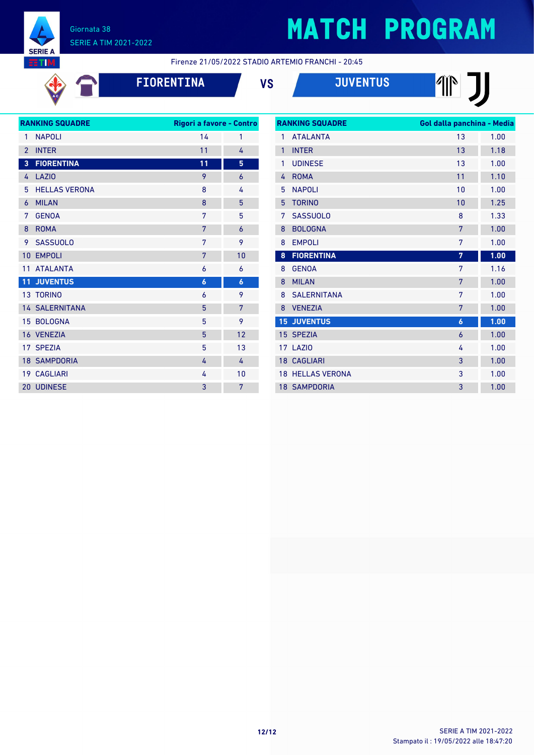# MATCH PROGRAM

Giornata 38
SERIE A TIM 2021-2022

Firenze 21/05/2022 STADIO ARTEMIO FRANCHI - 20:45

**FIORENTINA** VS **JUVENTUS**

| RANKING SQUADRE | | Rigori a favore | Contro |
|---|---|---|---|
| 1 | NAPOLI | 14 | 1 |
| 2 | INTER | 11 | 4 |
| **3** | **FIORENTINA** | **11** | **5** |
| 4 | LAZIO | 9 | 6 |
| 5 | HELLAS VERONA | 8 | 4 |
| 6 | MILAN | 8 | 5 |
| 7 | GENOA | 7 | 5 |
| 8 | ROMA | 7 | 6 |
| 9 | SASSUOLO | 7 | 9 |
| 10 | EMPOLI | 7 | 10 |
| 11 | ATALANTA | 6 | 6 |
| **11** | **JUVENTUS** | **6** | **6** |
| 13 | TORINO | 6 | 9 |
| 14 | SALERNITANA | 5 | 7 |
| 15 | BOLOGNA | 5 | 9 |
| 16 | VENEZIA | 5 | 12 |
| 17 | SPEZIA | 5 | 13 |
| 18 | SAMPDORIA | 4 | 4 |
| 19 | CAGLIARI | 4 | 10 |
| 20 | UDINESE | 3 | 7 |

| RANKING SQUADRE | | Gol dalla panchina | Media |
|---|---|---|---|
| 1 | ATALANTA | 13 | 1.00 |
| 1 | INTER | 13 | 1.18 |
| 1 | UDINESE | 13 | 1.00 |
| 4 | ROMA | 11 | 1.10 |
| 5 | NAPOLI | 10 | 1.00 |
| 5 | TORINO | 10 | 1.25 |
| 7 | SASSUOLO | 8 | 1.33 |
| 8 | BOLOGNA | 7 | 1.00 |
| 8 | EMPOLI | 7 | 1.00 |
| **8** | **FIORENTINA** | **7** | **1.00** |
| 8 | GENOA | 7 | 1.16 |
| 8 | MILAN | 7 | 1.00 |
| 8 | SALERNITANA | 7 | 1.00 |
| 8 | VENEZIA | 7 | 1.00 |
| **15** | **JUVENTUS** | **6** | **1.00** |
| 15 | SPEZIA | 6 | 1.00 |
| 17 | LAZIO | 4 | 1.00 |
| 18 | CAGLIARI | 3 | 1.00 |
| 18 | HELLAS VERONA | 3 | 1.00 |
| 18 | SAMPDORIA | 3 | 1.00 |

Stampato il : 19/05/2022 alle 18:47:20